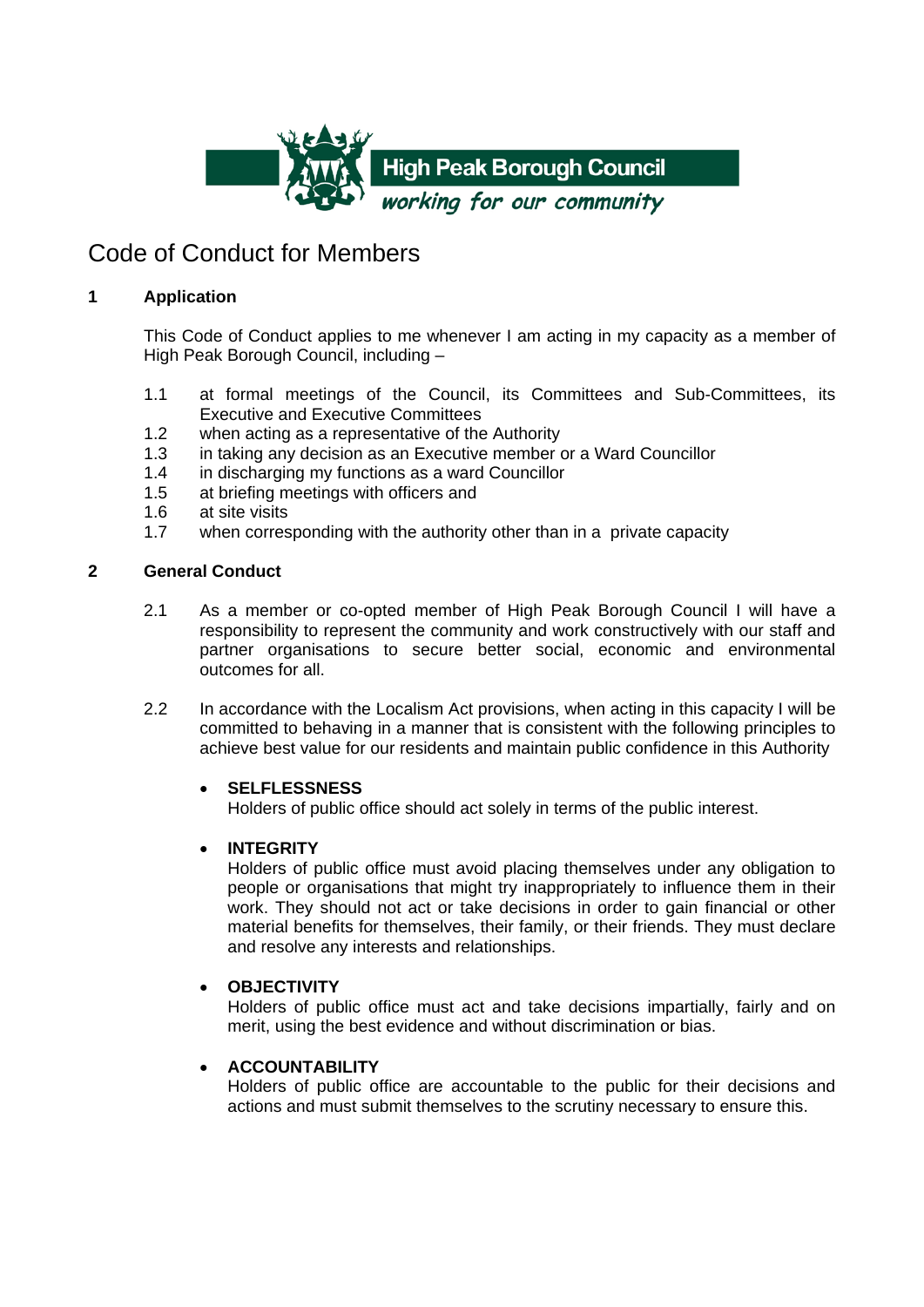High Peak Borough Council

*working for our community*

# Code of Conduct for Members

## 1 Application

This Code of Conduct applies to me whenever I am acting in my capacity as a member of High Peak Borough Council, including –

1.1 at formal meetings of the Council, its Committees and Sub-Committees, its Executive and Executive Committees
1.2 when acting as a representative of the Authority
1.3 in taking any decision as an Executive member or a Ward Councillor
1.4 in discharging my functions as a ward Councillor
1.5 at briefing meetings with officers and
1.6 at site visits
1.7 when corresponding with the authority other than in a private capacity

## 2 General Conduct

2.1 As a member or co-opted member of High Peak Borough Council I will have a responsibility to represent the community and work constructively with our staff and partner organisations to secure better social, economic and environmental outcomes for all.

2.2 In accordance with the Localism Act provisions, when acting in this capacity I will be committed to behaving in a manner that is consistent with the following principles to achieve best value for our residents and maintain public confidence in this Authority

- **SELFLESSNESS**
  Holders of public office should act solely in terms of the public interest.

- **INTEGRITY**
  Holders of public office must avoid placing themselves under any obligation to people or organisations that might try inappropriately to influence them in their work. They should not act or take decisions in order to gain financial or other material benefits for themselves, their family, or their friends. They must declare and resolve any interests and relationships.

- **OBJECTIVITY**
  Holders of public office must act and take decisions impartially, fairly and on merit, using the best evidence and without discrimination or bias.

- **ACCOUNTABILITY**
  Holders of public office are accountable to the public for their decisions and actions and must submit themselves to the scrutiny necessary to ensure this.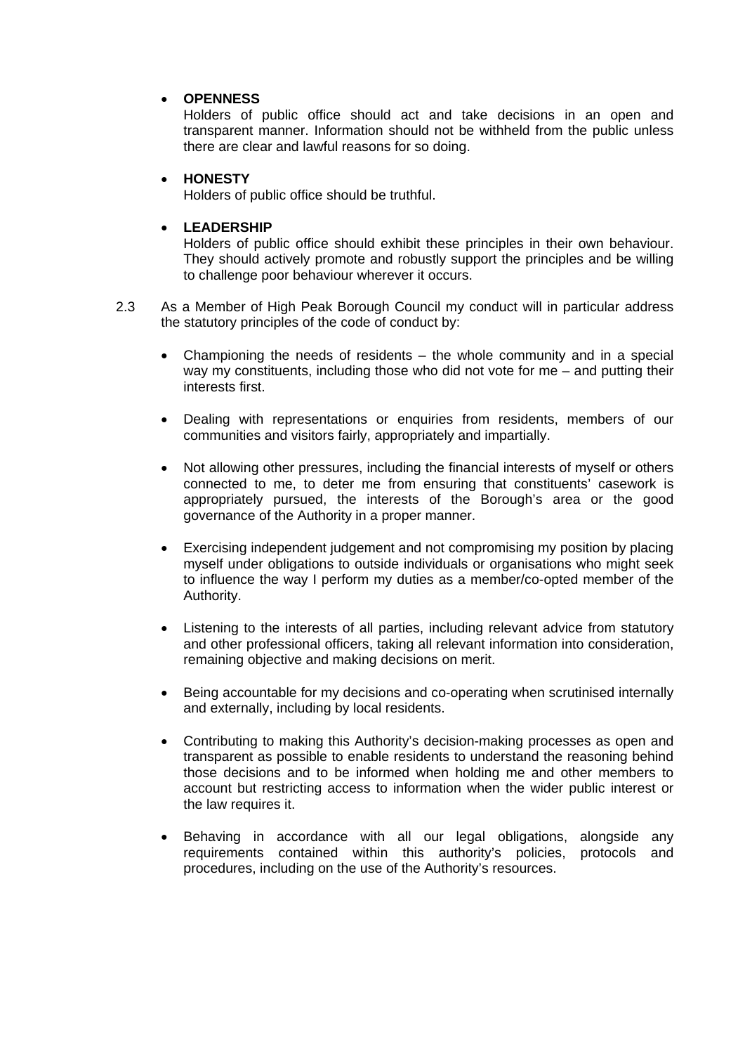- **OPENNESS**
  Holders of public office should act and take decisions in an open and transparent manner. Information should not be withheld from the public unless there are clear and lawful reasons for so doing.

- **HONESTY**
  Holders of public office should be truthful.

- **LEADERSHIP**
  Holders of public office should exhibit these principles in their own behaviour. They should actively promote and robustly support the principles and be willing to challenge poor behaviour wherever it occurs.

2.3 As a Member of High Peak Borough Council my conduct will in particular address the statutory principles of the code of conduct by:

- Championing the needs of residents – the whole community and in a special way my constituents, including those who did not vote for me – and putting their interests first.

- Dealing with representations or enquiries from residents, members of our communities and visitors fairly, appropriately and impartially.

- Not allowing other pressures, including the financial interests of myself or others connected to me, to deter me from ensuring that constituents' casework is appropriately pursued, the interests of the Borough's area or the good governance of the Authority in a proper manner.

- Exercising independent judgement and not compromising my position by placing myself under obligations to outside individuals or organisations who might seek to influence the way I perform my duties as a member/co-opted member of the Authority.

- Listening to the interests of all parties, including relevant advice from statutory and other professional officers, taking all relevant information into consideration, remaining objective and making decisions on merit.

- Being accountable for my decisions and co-operating when scrutinised internally and externally, including by local residents.

- Contributing to making this Authority's decision-making processes as open and transparent as possible to enable residents to understand the reasoning behind those decisions and to be informed when holding me and other members to account but restricting access to information when the wider public interest or the law requires it.

- Behaving in accordance with all our legal obligations, alongside any requirements contained within this authority's policies, protocols and procedures, including on the use of the Authority's resources.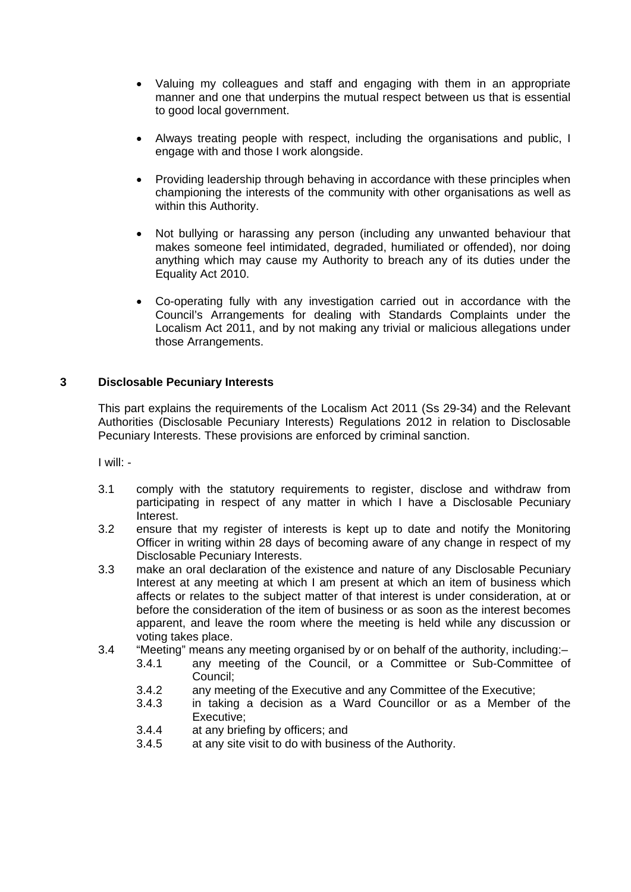- Valuing my colleagues and staff and engaging with them in an appropriate manner and one that underpins the mutual respect between us that is essential to good local government.
- Always treating people with respect, including the organisations and public, I engage with and those I work alongside.
- Providing leadership through behaving in accordance with these principles when championing the interests of the community with other organisations as well as within this Authority.
- Not bullying or harassing any person (including any unwanted behaviour that makes someone feel intimidated, degraded, humiliated or offended), nor doing anything which may cause my Authority to breach any of its duties under the Equality Act 2010.
- Co-operating fully with any investigation carried out in accordance with the Council's Arrangements for dealing with Standards Complaints under the Localism Act 2011, and by not making any trivial or malicious allegations under those Arrangements.

## 3 Disclosable Pecuniary Interests

This part explains the requirements of the Localism Act 2011 (Ss 29-34) and the Relevant Authorities (Disclosable Pecuniary Interests) Regulations 2012 in relation to Disclosable Pecuniary Interests. These provisions are enforced by criminal sanction.

I will: -

3.1 comply with the statutory requirements to register, disclose and withdraw from participating in respect of any matter in which I have a Disclosable Pecuniary Interest.

3.2 ensure that my register of interests is kept up to date and notify the Monitoring Officer in writing within 28 days of becoming aware of any change in respect of my Disclosable Pecuniary Interests.

3.3 make an oral declaration of the existence and nature of any Disclosable Pecuniary Interest at any meeting at which I am present at which an item of business which affects or relates to the subject matter of that interest is under consideration, at or before the consideration of the item of business or as soon as the interest becomes apparent, and leave the room where the meeting is held while any discussion or voting takes place.

3.4 "Meeting" means any meeting organised by or on behalf of the authority, including:–

- 3.4.1 any meeting of the Council, or a Committee or Sub-Committee of Council;
- 3.4.2 any meeting of the Executive and any Committee of the Executive;
- 3.4.3 in taking a decision as a Ward Councillor or as a Member of the Executive;
- 3.4.4 at any briefing by officers; and
- 3.4.5 at any site visit to do with business of the Authority.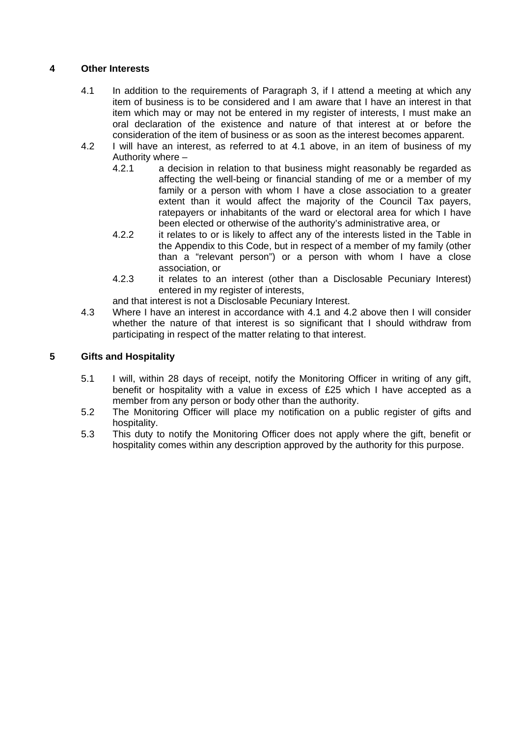## 4 Other Interests

4.1 In addition to the requirements of Paragraph 3, if I attend a meeting at which any item of business is to be considered and I am aware that I have an interest in that item which may or may not be entered in my register of interests, I must make an oral declaration of the existence and nature of that interest at or before the consideration of the item of business or as soon as the interest becomes apparent.

4.2 I will have an interest, as referred to at 4.1 above, in an item of business of my Authority where –

- 4.2.1 a decision in relation to that business might reasonably be regarded as affecting the well-being or financial standing of me or a member of my family or a person with whom I have a close association to a greater extent than it would affect the majority of the Council Tax payers, ratepayers or inhabitants of the ward or electoral area for which I have been elected or otherwise of the authority's administrative area, or
- 4.2.2 it relates to or is likely to affect any of the interests listed in the Table in the Appendix to this Code, but in respect of a member of my family (other than a "relevant person") or a person with whom I have a close association, or
- 4.2.3 it relates to an interest (other than a Disclosable Pecuniary Interest) entered in my register of interests,

and that interest is not a Disclosable Pecuniary Interest.

4.3 Where I have an interest in accordance with 4.1 and 4.2 above then I will consider whether the nature of that interest is so significant that I should withdraw from participating in respect of the matter relating to that interest.

## 5 Gifts and Hospitality

5.1 I will, within 28 days of receipt, notify the Monitoring Officer in writing of any gift, benefit or hospitality with a value in excess of £25 which I have accepted as a member from any person or body other than the authority.

5.2 The Monitoring Officer will place my notification on a public register of gifts and hospitality.

5.3 This duty to notify the Monitoring Officer does not apply where the gift, benefit or hospitality comes within any description approved by the authority for this purpose.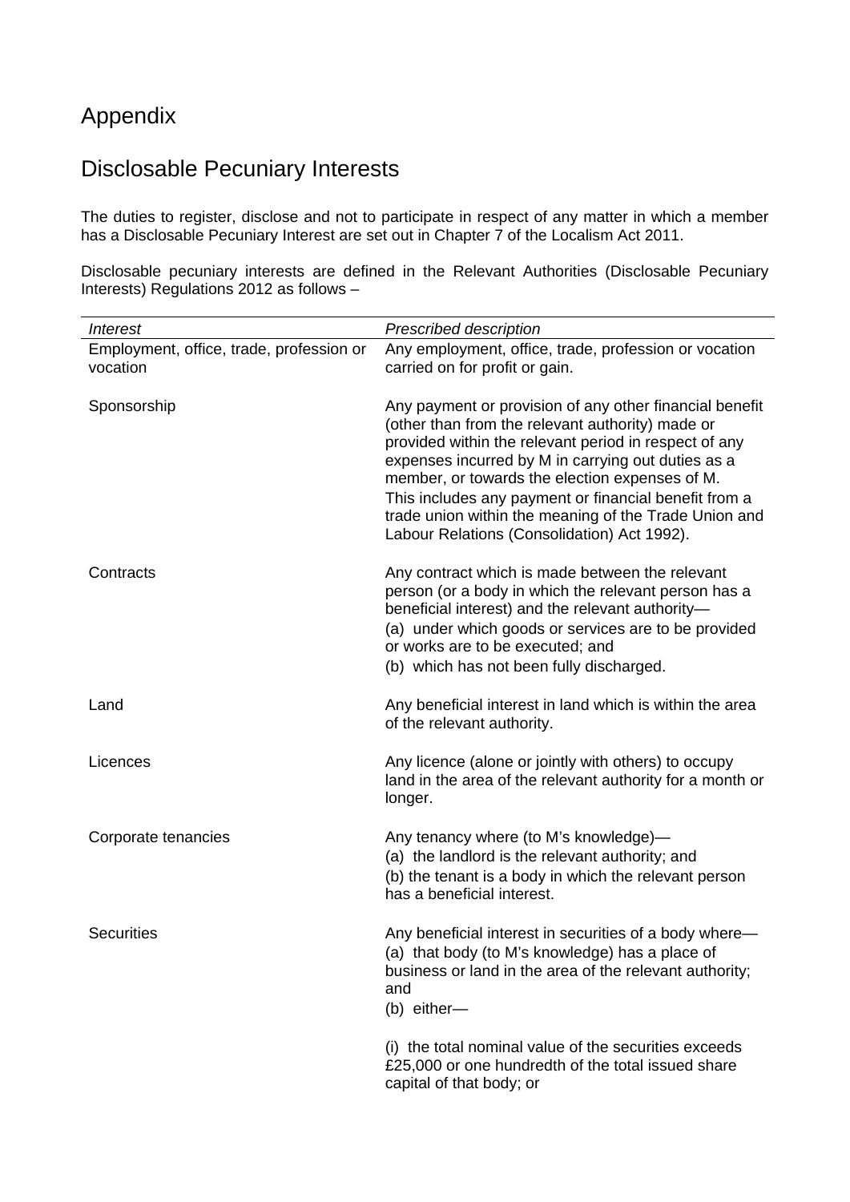# Appendix

## Disclosable Pecuniary Interests

The duties to register, disclose and not to participate in respect of any matter in which a member has a Disclosable Pecuniary Interest are set out in Chapter 7 of the Localism Act 2011.

Disclosable pecuniary interests are defined in the Relevant Authorities (Disclosable Pecuniary Interests) Regulations 2012 as follows –

| *Interest* | *Prescribed description* |
|---|---|
| Employment, office, trade, profession or vocation | Any employment, office, trade, profession or vocation carried on for profit or gain. |
| Sponsorship | Any payment or provision of any other financial benefit (other than from the relevant authority) made or provided within the relevant period in respect of any expenses incurred by M in carrying out duties as a member, or towards the election expenses of M.<br>This includes any payment or financial benefit from a trade union within the meaning of the Trade Union and Labour Relations (Consolidation) Act 1992). |
| Contracts | Any contract which is made between the relevant person (or a body in which the relevant person has a beneficial interest) and the relevant authority—<br>(a) under which goods or services are to be provided or works are to be executed; and<br>(b) which has not been fully discharged. |
| Land | Any beneficial interest in land which is within the area of the relevant authority. |
| Licences | Any licence (alone or jointly with others) to occupy land in the area of the relevant authority for a month or longer. |
| Corporate tenancies | Any tenancy where (to M's knowledge)—<br>(a) the landlord is the relevant authority; and<br>(b) the tenant is a body in which the relevant person has a beneficial interest. |
| Securities | Any beneficial interest in securities of a body where—<br>(a) that body (to M's knowledge) has a place of business or land in the area of the relevant authority; and<br>(b) either—<br><br>(i) the total nominal value of the securities exceeds £25,000 or one hundredth of the total issued share capital of that body; or |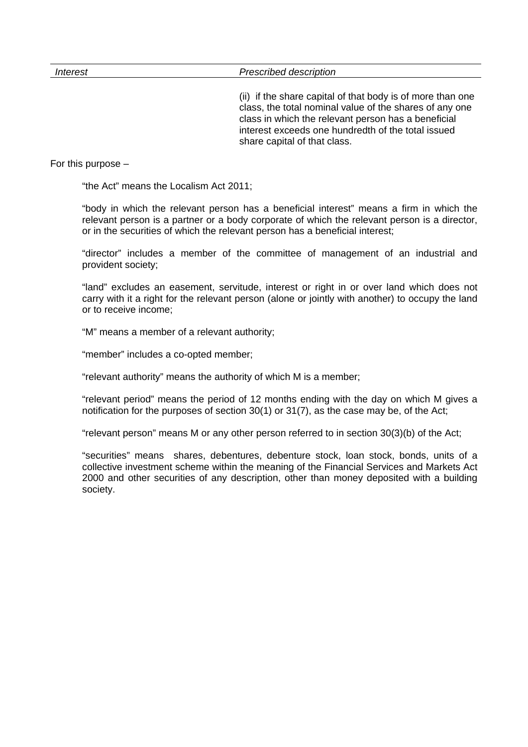| *Interest* | *Prescribed description* |
|---|---|
| | (ii) if the share capital of that body is of more than one class, the total nominal value of the shares of any one class in which the relevant person has a beneficial interest exceeds one hundredth of the total issued share capital of that class. |

For this purpose –

"the Act" means the Localism Act 2011;

"body in which the relevant person has a beneficial interest" means a firm in which the relevant person is a partner or a body corporate of which the relevant person is a director, or in the securities of which the relevant person has a beneficial interest;

"director" includes a member of the committee of management of an industrial and provident society;

"land" excludes an easement, servitude, interest or right in or over land which does not carry with it a right for the relevant person (alone or jointly with another) to occupy the land or to receive income;

"M" means a member of a relevant authority;

"member" includes a co-opted member;

"relevant authority" means the authority of which M is a member;

"relevant period" means the period of 12 months ending with the day on which M gives a notification for the purposes of section 30(1) or 31(7), as the case may be, of the Act;

"relevant person" means M or any other person referred to in section 30(3)(b) of the Act;

"securities" means shares, debentures, debenture stock, loan stock, bonds, units of a collective investment scheme within the meaning of the Financial Services and Markets Act 2000 and other securities of any description, other than money deposited with a building society.